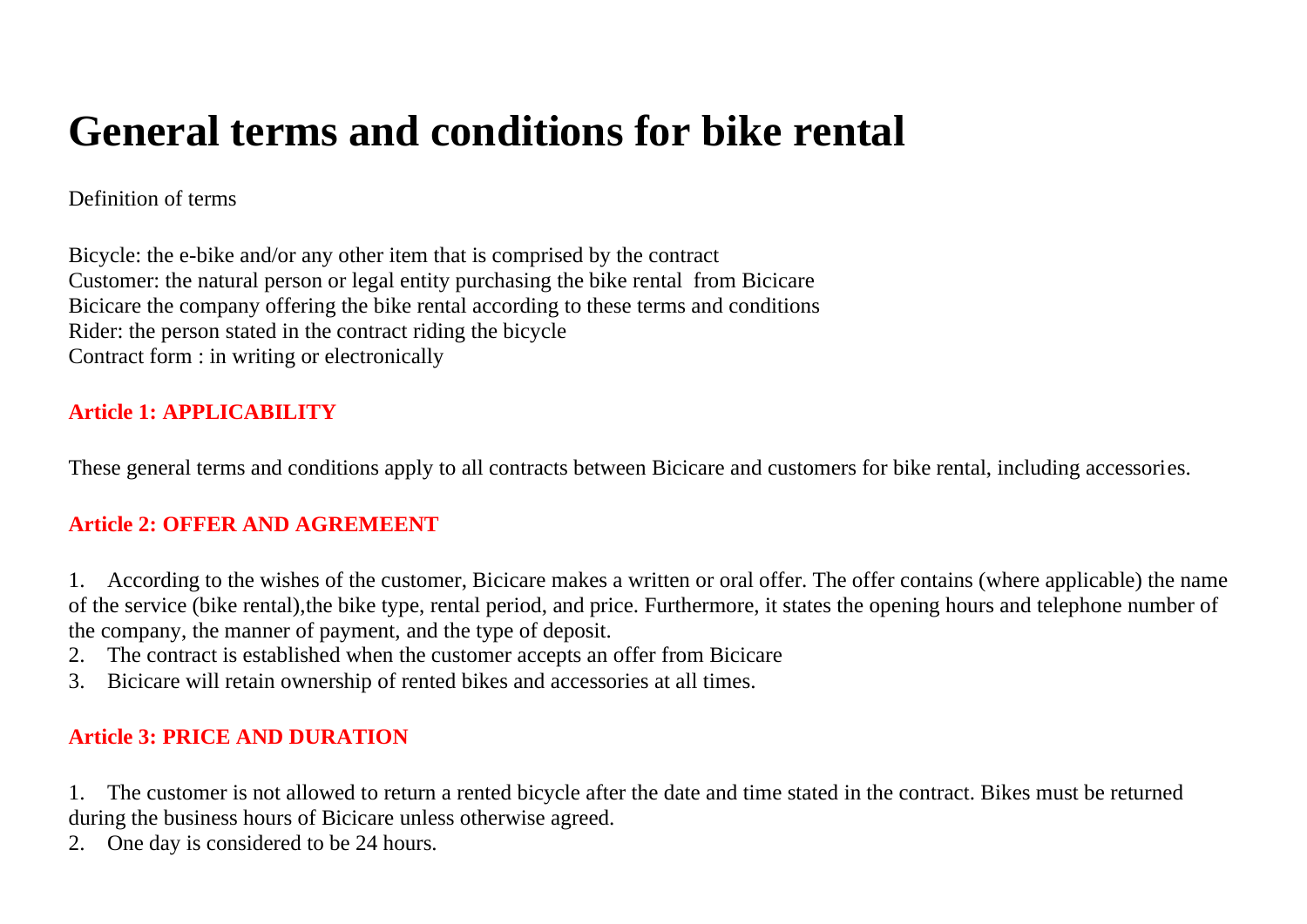# General terms and conditions for bike rental

Definition of terms

Bicycle: the e-bike and/or any other item that is comprised by the contract
Customer: the natural person or legal entity purchasing the bike rental from Bicicare
Bicicare the company offering the bike rental according to these terms and conditions
Rider: the person stated in the contract riding the bicycle
Contract form : in writing or electronically

## Article 1: APPLICABILITY

These general terms and conditions apply to all contracts between Bicicare and customers for bike rental, including accessories.

## Article 2: OFFER AND AGREMEENT

1. According to the wishes of the customer, Bicicare makes a written or oral offer. The offer contains (where applicable) the name of the service (bike rental),the bike type, rental period, and price. Furthermore, it states the opening hours and telephone number of the company, the manner of payment, and the type of deposit.
2. The contract is established when the customer accepts an offer from Bicicare
3. Bicicare will retain ownership of rented bikes and accessories at all times.

## Article 3: PRICE AND DURATION

1. The customer is not allowed to return a rented bicycle after the date and time stated in the contract. Bikes must be returned during the business hours of Bicicare unless otherwise agreed.
2. One day is considered to be 24 hours.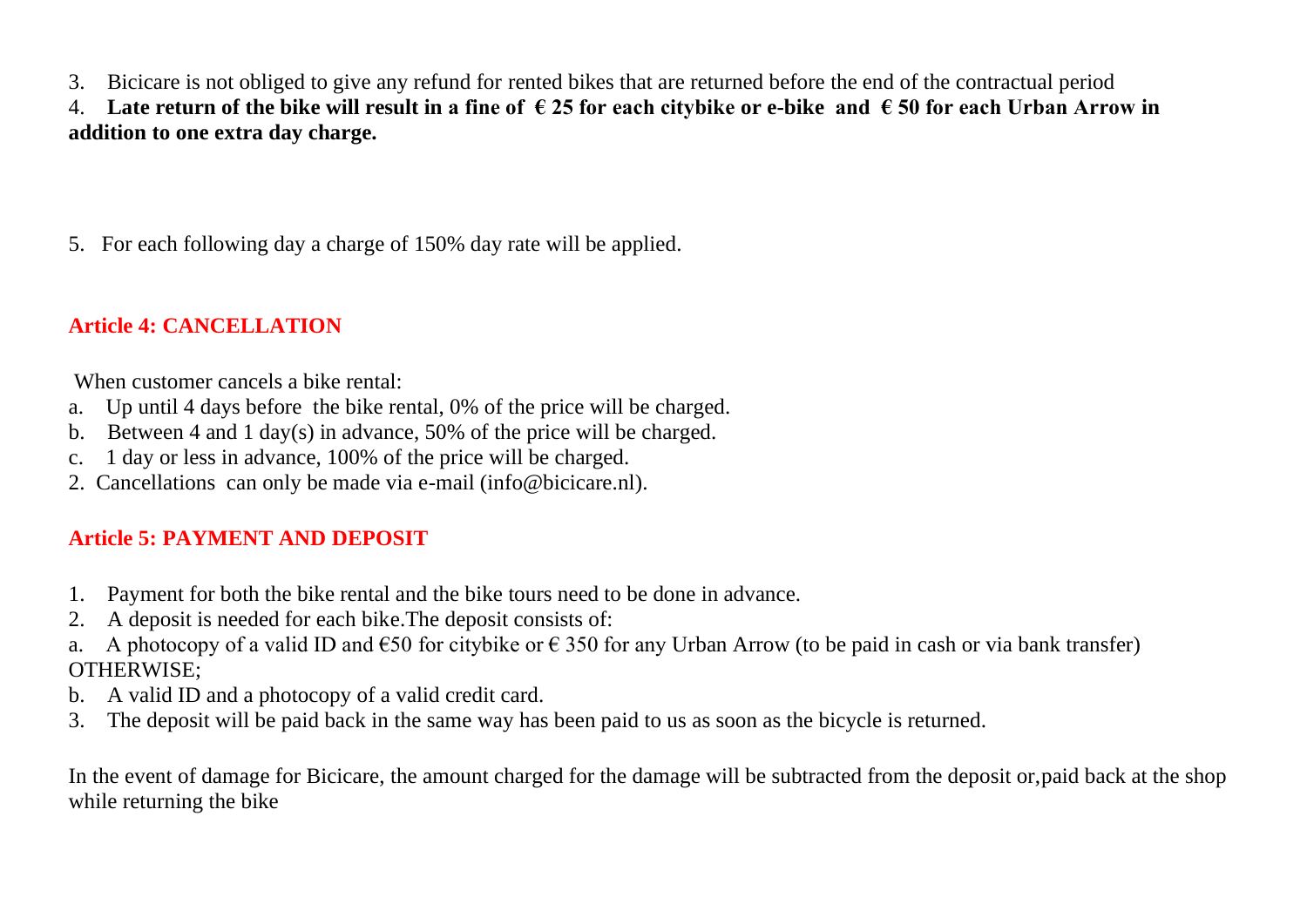3. Bicicare is not obliged to give any refund for rented bikes that are returned before the end of the contractual period

4. **Late return of the bike will result in a fine of € 25 for each citybike or e-bike and € 50 for each Urban Arrow in addition to one extra day charge.**

5. For each following day a charge of 150% day rate will be applied.

## Article 4: CANCELLATION

When customer cancels a bike rental:

a. Up until 4 days before the bike rental, 0% of the price will be charged.
b. Between 4 and 1 day(s) in advance, 50% of the price will be charged.
c. 1 day or less in advance, 100% of the price will be charged.

2. Cancellations can only be made via e-mail (info@bicicare.nl).

## Article 5: PAYMENT AND DEPOSIT

1. Payment for both the bike rental and the bike tours need to be done in advance.
2. A deposit is needed for each bike.The deposit consists of:

a. A photocopy of a valid ID and €50 for citybike or € 350 for any Urban Arrow (to be paid in cash or via bank transfer) OTHERWISE;
b. A valid ID and a photocopy of a valid credit card.

3. The deposit will be paid back in the same way has been paid to us as soon as the bicycle is returned.

In the event of damage for Bicicare, the amount charged for the damage will be subtracted from the deposit or,paid back at the shop while returning the bike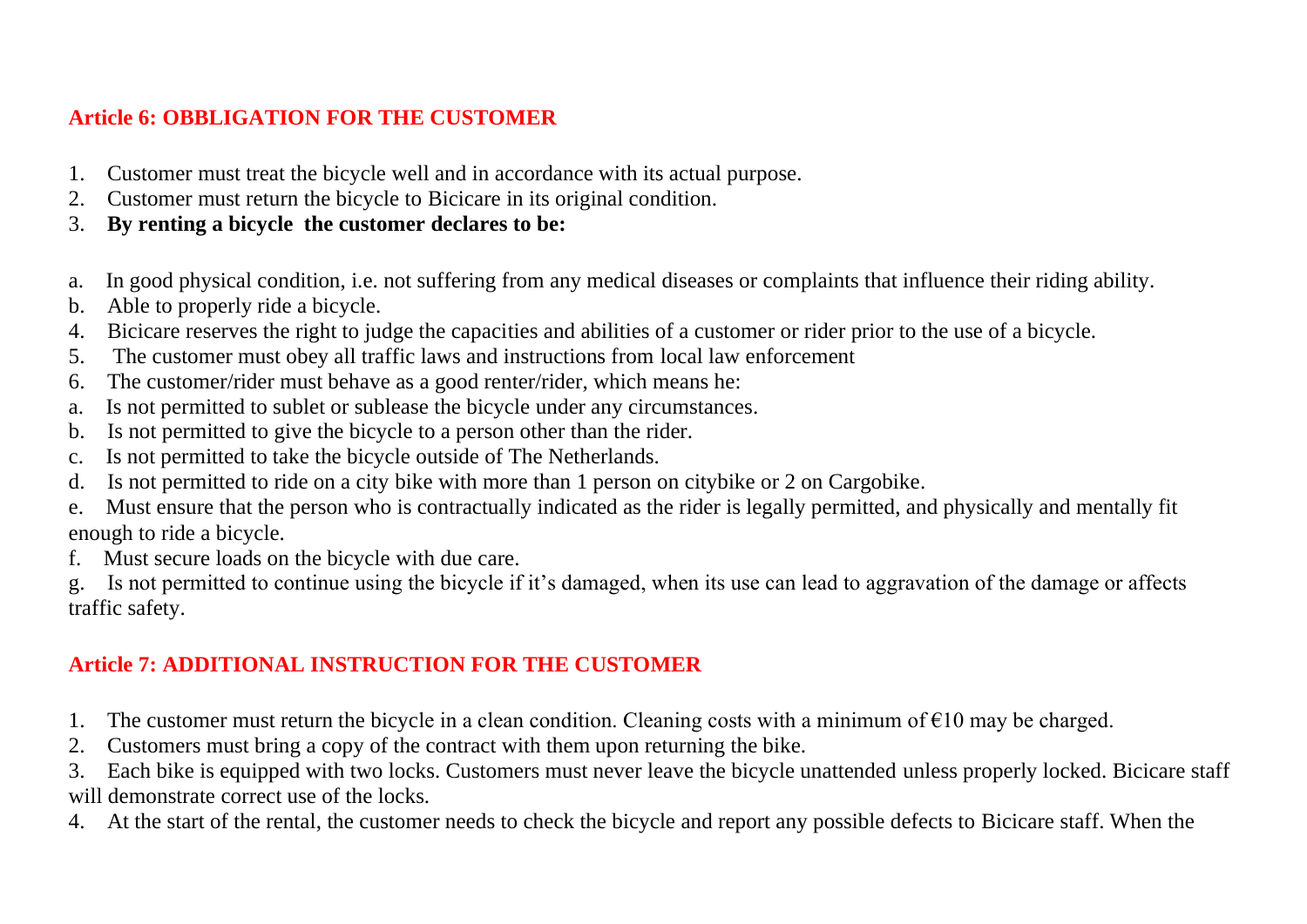## Article 6: OBBLIGATION FOR THE CUSTOMER

1. Customer must treat the bicycle well and in accordance with its actual purpose.
2. Customer must return the bicycle to Bicicare in its original condition.
3. **By renting a bicycle the customer declares to be:**

a. In good physical condition, i.e. not suffering from any medical diseases or complaints that influence their riding ability.
b. Able to properly ride a bicycle.

4. Bicicare reserves the right to judge the capacities and abilities of a customer or rider prior to the use of a bicycle.
5. The customer must obey all traffic laws and instructions from local law enforcement
6. The customer/rider must behave as a good renter/rider, which means he:

a. Is not permitted to sublet or sublease the bicycle under any circumstances.
b. Is not permitted to give the bicycle to a person other than the rider.
c. Is not permitted to take the bicycle outside of The Netherlands.
d. Is not permitted to ride on a city bike with more than 1 person on citybike or 2 on Cargobike.
e. Must ensure that the person who is contractually indicated as the rider is legally permitted, and physically and mentally fit enough to ride a bicycle.
f. Must secure loads on the bicycle with due care.
g. Is not permitted to continue using the bicycle if it's damaged, when its use can lead to aggravation of the damage or affects traffic safety.

## Article 7: ADDITIONAL INSTRUCTION FOR THE CUSTOMER

1. The customer must return the bicycle in a clean condition. Cleaning costs with a minimum of €10 may be charged.
2. Customers must bring a copy of the contract with them upon returning the bike.
3. Each bike is equipped with two locks. Customers must never leave the bicycle unattended unless properly locked. Bicicare staff will demonstrate correct use of the locks.
4. At the start of the rental, the customer needs to check the bicycle and report any possible defects to Bicicare staff. When the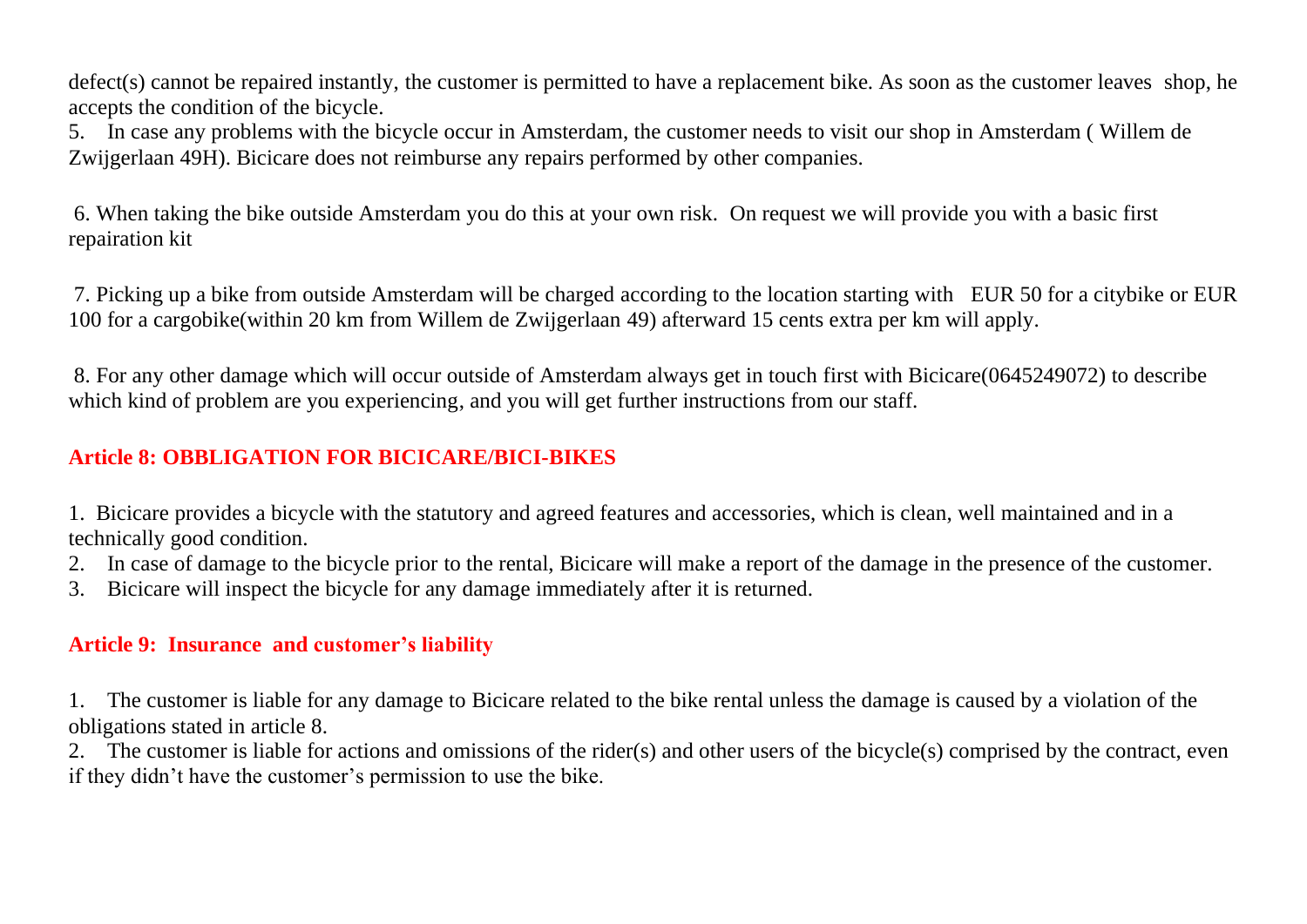defect(s) cannot be repaired instantly, the customer is permitted to have a replacement bike. As soon as the customer leaves shop, he accepts the condition of the bicycle.

5. In case any problems with the bicycle occur in Amsterdam, the customer needs to visit our shop in Amsterdam ( Willem de Zwijgerlaan 49H). Bicicare does not reimburse any repairs performed by other companies.

6. When taking the bike outside Amsterdam you do this at your own risk. On request we will provide you with a basic first repairation kit

7. Picking up a bike from outside Amsterdam will be charged according to the location starting with EUR 50 for a citybike or EUR 100 for a cargobike(within 20 km from Willem de Zwijgerlaan 49) afterward 15 cents extra per km will apply.

8. For any other damage which will occur outside of Amsterdam always get in touch first with Bicicare(0645249072) to describe which kind of problem are you experiencing, and you will get further instructions from our staff.

## Article 8: OBBLIGATION FOR BICICARE/BICI-BIKES

1. Bicicare provides a bicycle with the statutory and agreed features and accessories, which is clean, well maintained and in a technically good condition.
2. In case of damage to the bicycle prior to the rental, Bicicare will make a report of the damage in the presence of the customer.
3. Bicicare will inspect the bicycle for any damage immediately after it is returned.

## Article 9: Insurance and customer's liability

1. The customer is liable for any damage to Bicicare related to the bike rental unless the damage is caused by a violation of the obligations stated in article 8.
2. The customer is liable for actions and omissions of the rider(s) and other users of the bicycle(s) comprised by the contract, even if they didn't have the customer's permission to use the bike.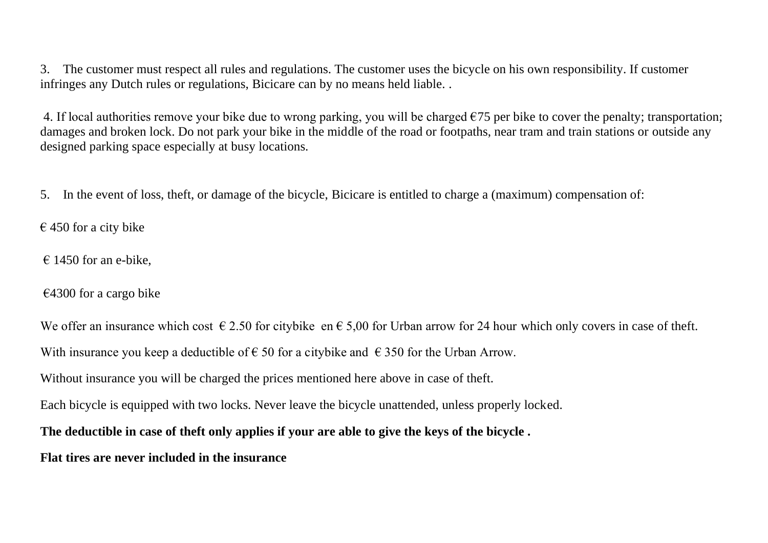3. The customer must respect all rules and regulations. The customer uses the bicycle on his own responsibility. If customer infringes any Dutch rules or regulations, Bicicare can by no means held liable. .

4. If local authorities remove your bike due to wrong parking, you will be charged €75 per bike to cover the penalty; transportation; damages and broken lock. Do not park your bike in the middle of the road or footpaths, near tram and train stations or outside any designed parking space especially at busy locations.

5. In the event of loss, theft, or damage of the bicycle, Bicicare is entitled to charge a (maximum) compensation of:

€ 450 for a city bike

€ 1450 for an e-bike,

€4300 for a cargo bike

We offer an insurance which cost € 2.50 for citybike en € 5,00 for Urban arrow for 24 hour which only covers in case of theft.

With insurance you keep a deductible of € 50 for a citybike and € 350 for the Urban Arrow.

Without insurance you will be charged the prices mentioned here above in case of theft.

Each bicycle is equipped with two locks. Never leave the bicycle unattended, unless properly locked.

**The deductible in case of theft only applies if your are able to give the keys of the bicycle .**

**Flat tires are never included in the insurance**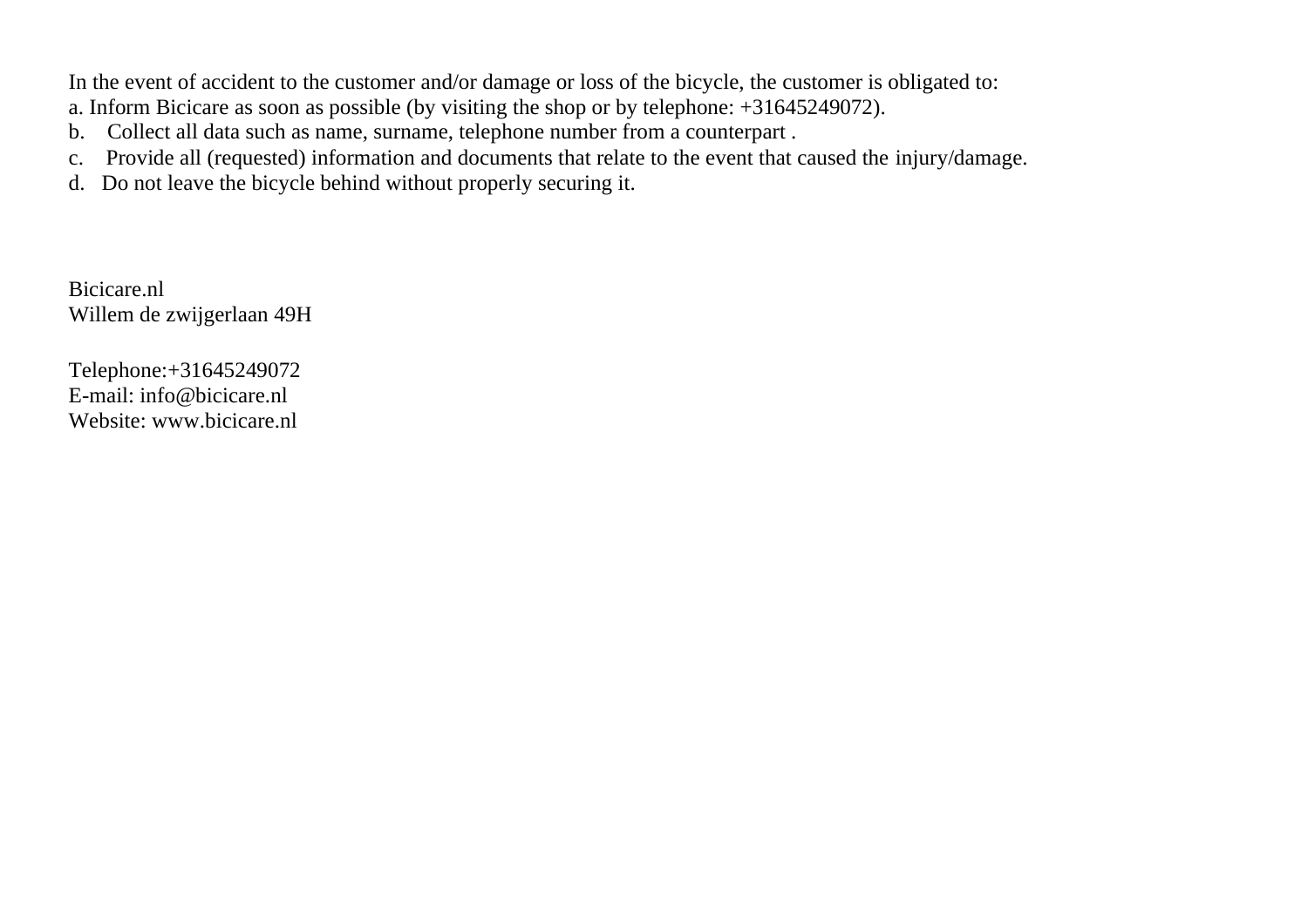In the event of accident to the customer and/or damage or loss of the bicycle, the customer is obligated to:

a. Inform Bicicare as soon as possible (by visiting the shop or by telephone: +31645249072).

b. Collect all data such as name, surname, telephone number from a counterpart .

c. Provide all (requested) information and documents that relate to the event that caused the injury/damage.

d. Do not leave the bicycle behind without properly securing it.

Bicicare.nl
Willem de zwijgerlaan 49H

Telephone:+31645249072
E-mail: info@bicicare.nl
Website: www.bicicare.nl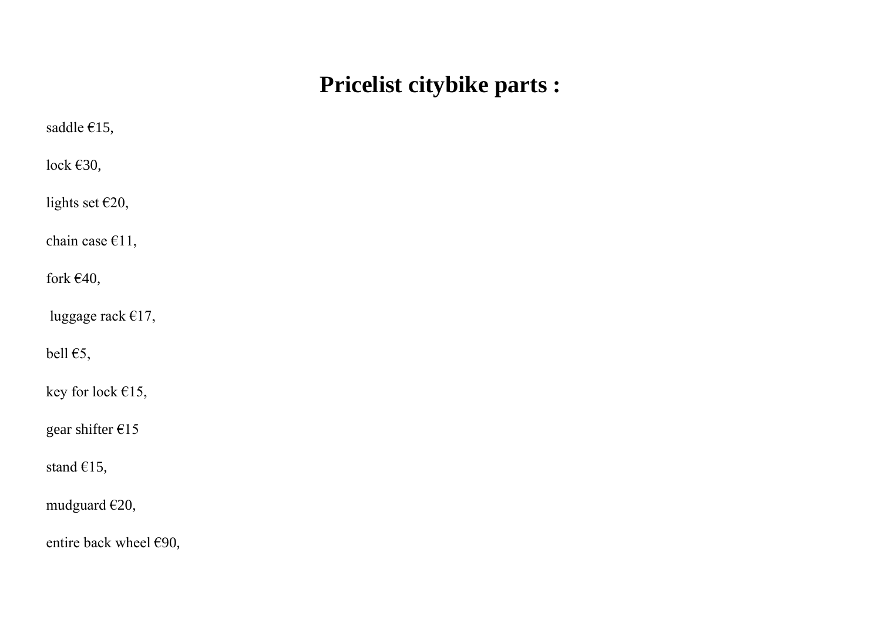# Pricelist citybike parts :

saddle €15,

lock €30,

lights set €20,

chain case €11,

fork €40,

luggage rack €17,

bell €5,

key for lock €15,

gear shifter €15

stand €15,

mudguard €20,

entire back wheel €90,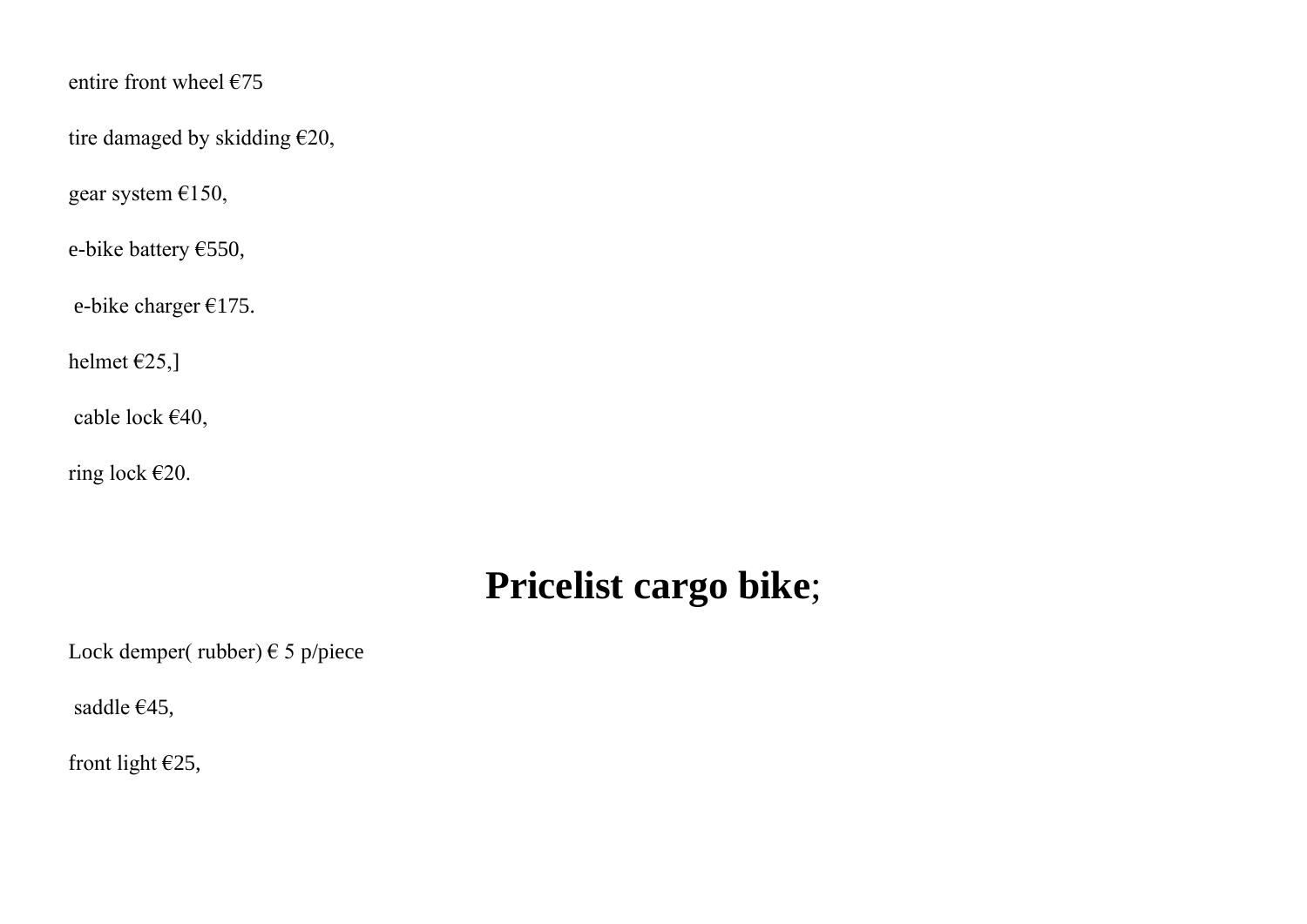entire front wheel €75

tire damaged by skidding €20,

gear system €150,

e-bike battery €550,

e-bike charger €175.

helmet €25,]

cable lock €40,

ring lock €20.

# Pricelist cargo bike;

Lock demper( rubber) € 5 p/piece

saddle €45,

front light €25,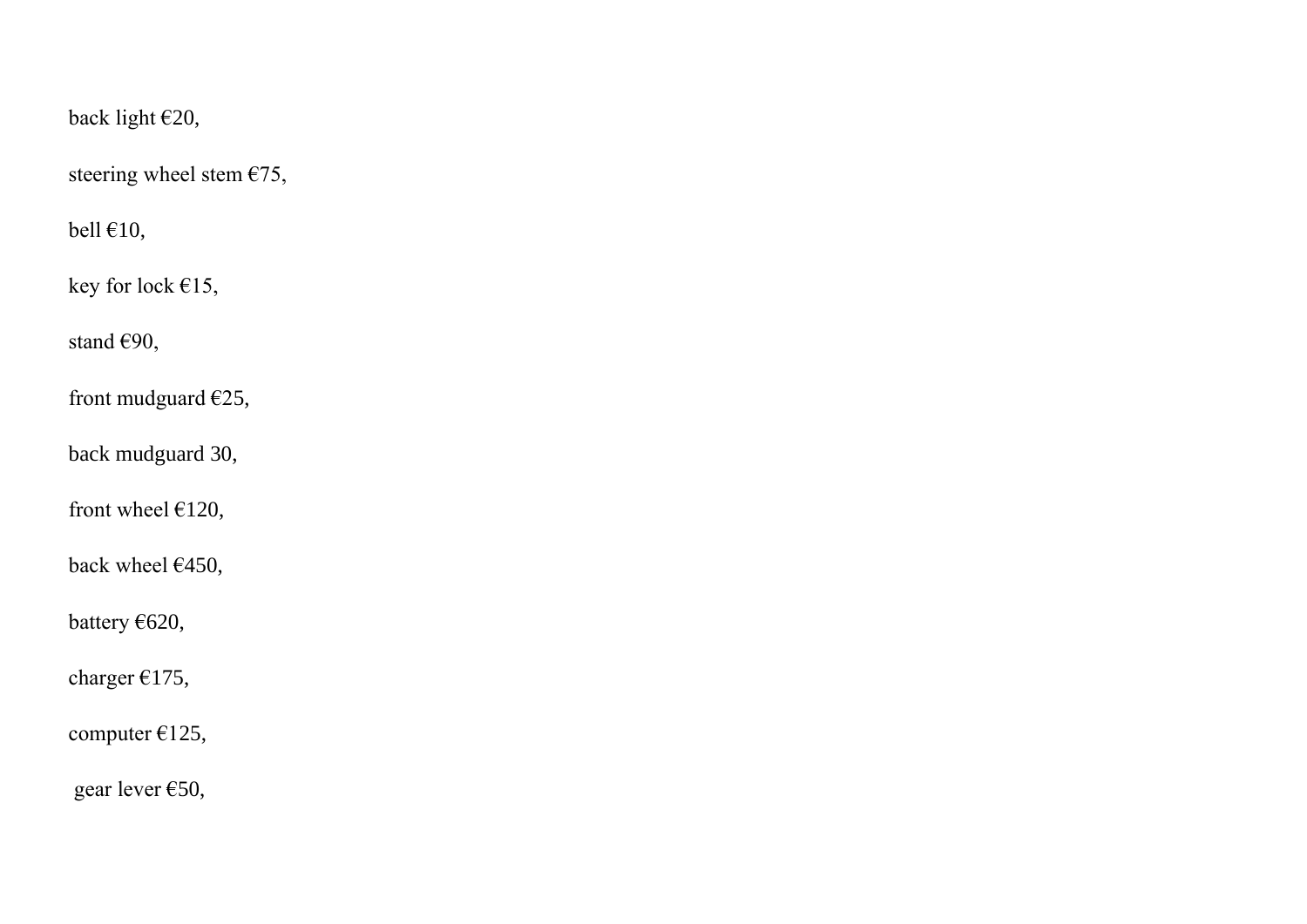back light €20,

steering wheel stem €75,

bell €10,

key for lock €15,

stand €90,

front mudguard €25,

back mudguard 30,

front wheel €120,

back wheel €450,

battery €620,

charger €175,

computer €125,

gear lever €50,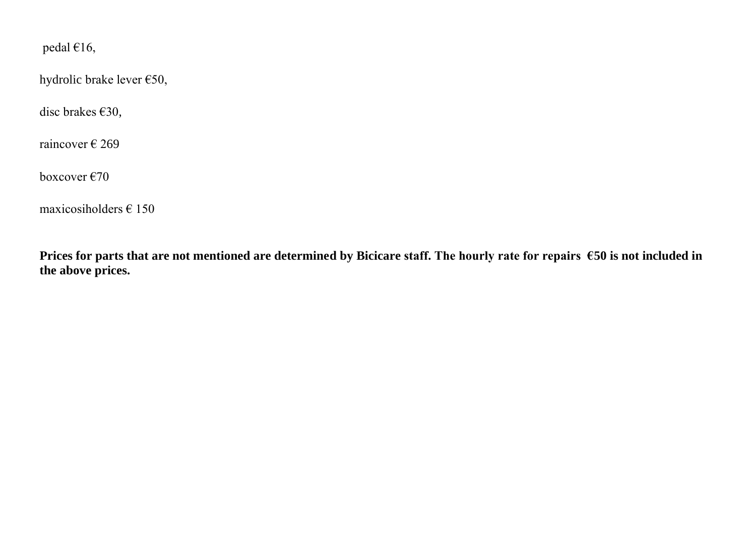pedal €16,

hydrolic brake lever €50,

disc brakes €30,

raincover € 269

boxcover €70

maxicosiholders € 150

**Prices for parts that are not mentioned are determined by Bicicare staff. The hourly rate for repairs €50 is not included in the above prices.**